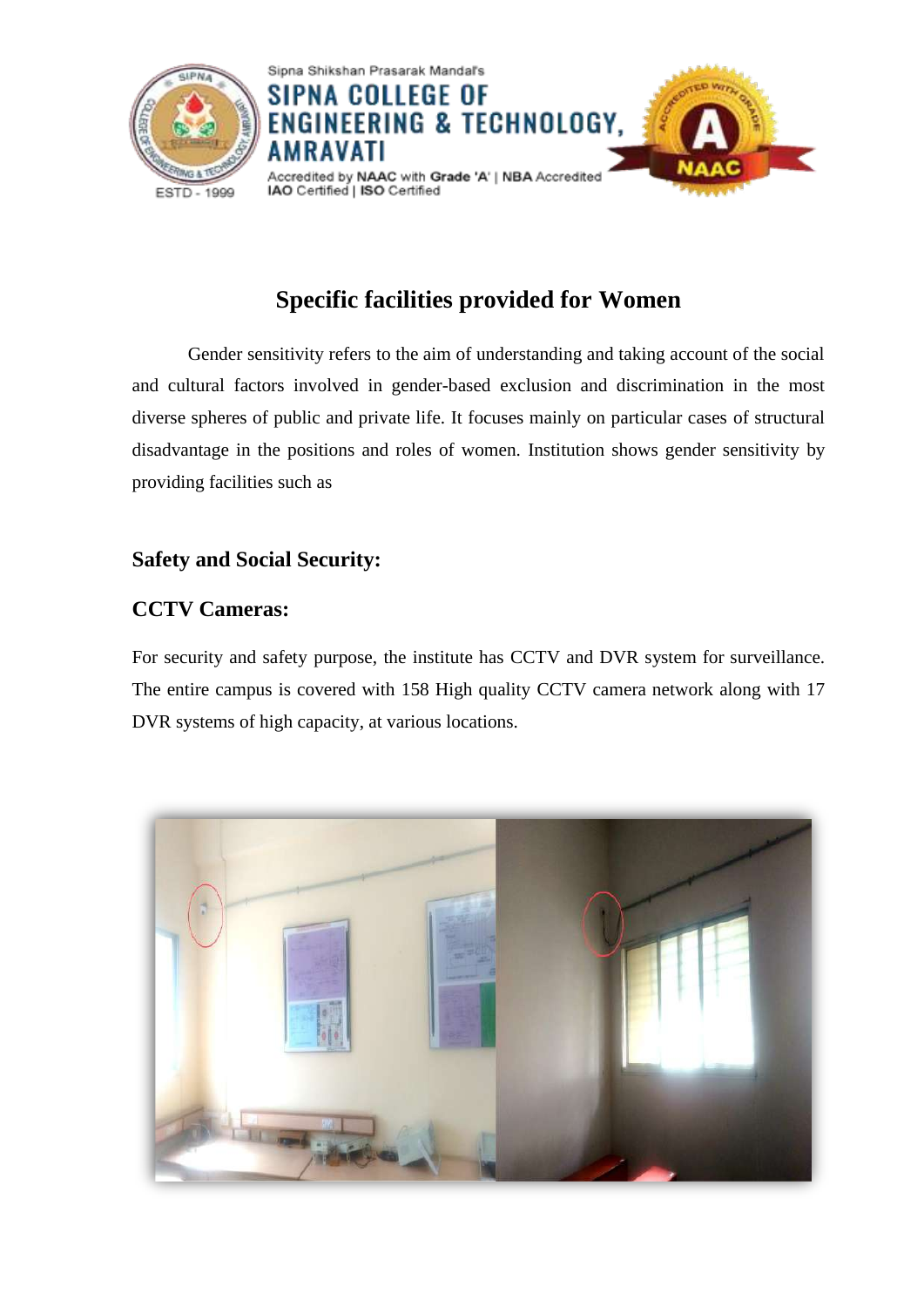# Specific facilities provided for Women

Gender sensitivity refers to the aim of understanding and taking account of the social and cultural factors involved in gender-based exclusion and discrimination in the most diverse spheres of public and private life. It focuses mainly on particular cases of structural disadvantage in the positions and roles of women. Institution shows gender sensitivity by providing facilities such as

## Safety and Social Security:

### CCTV Cameras:

For security and safety purpose, the institute has CCTV and DVR system for surveillance. The entire campus is covered with 158 High quality CCTV camera network along with 17 DVR systems of high capacity, at various locations.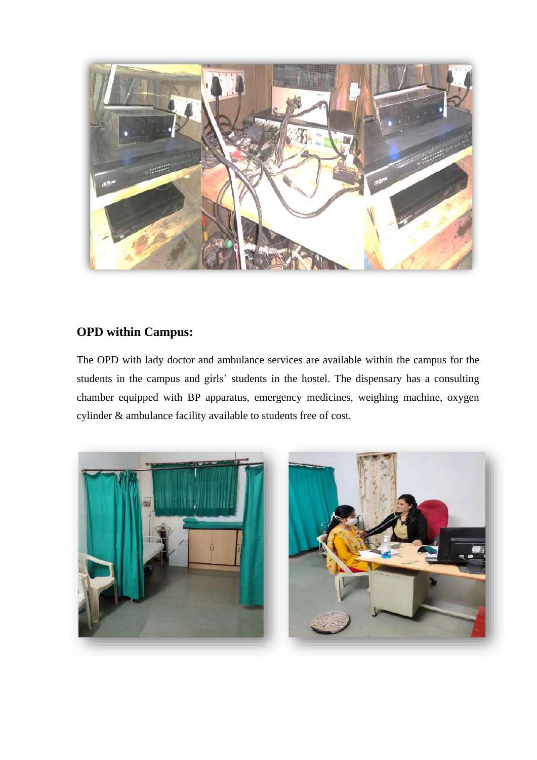## OPD within Campus:

The OPD with lady doctor and ambulance services are available within the campus for the students in the campus and girls' students in the hostel. The dispensary has a consulting chamber equipped with BP apparatus, emergency medicines, weighing machine, oxygen cylinder & ambulance facility available to students free of cost.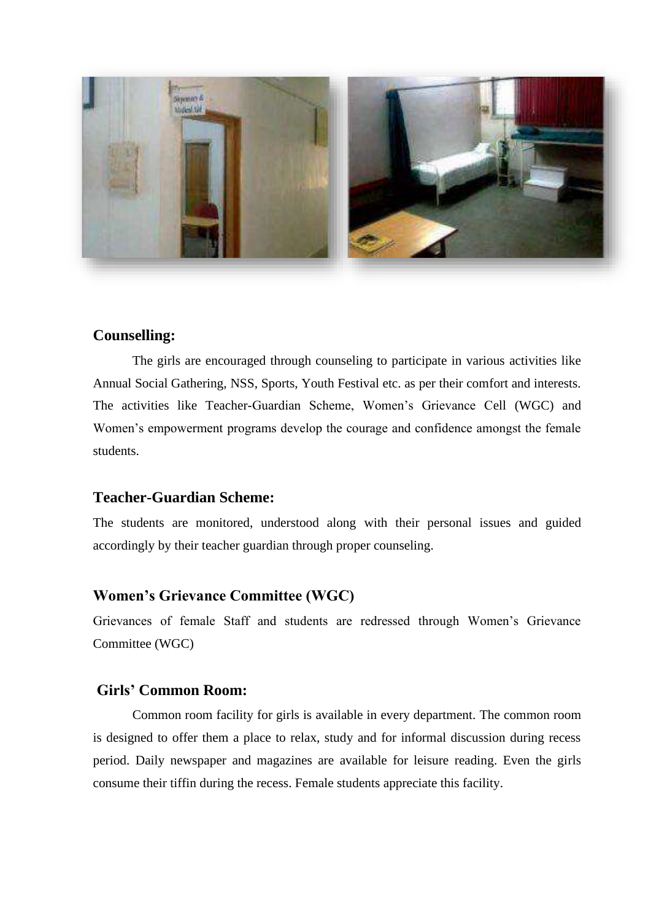## Counselling:

The girls are encouraged through counseling to participate in various activities like Annual Social Gathering, NSS, Sports, Youth Festival etc. as per their comfort and interests. The activities like Teacher-Guardian Scheme, Women's Grievance Cell (WGC) and Women's empowerment programs develop the courage and confidence amongst the female students.

## Teacher-Guardian Scheme:

The students are monitored, understood along with their personal issues and guided accordingly by their teacher guardian through proper counseling.

## Women's Grievance Committee (WGC)

Grievances of female Staff and students are redressed through Women's Grievance Committee (WGC)

## Girls' Common Room:

Common room facility for girls is available in every department. The common room is designed to offer them a place to relax, study and for informal discussion during recess period. Daily newspaper and magazines are available for leisure reading. Even the girls consume their tiffin during the recess. Female students appreciate this facility.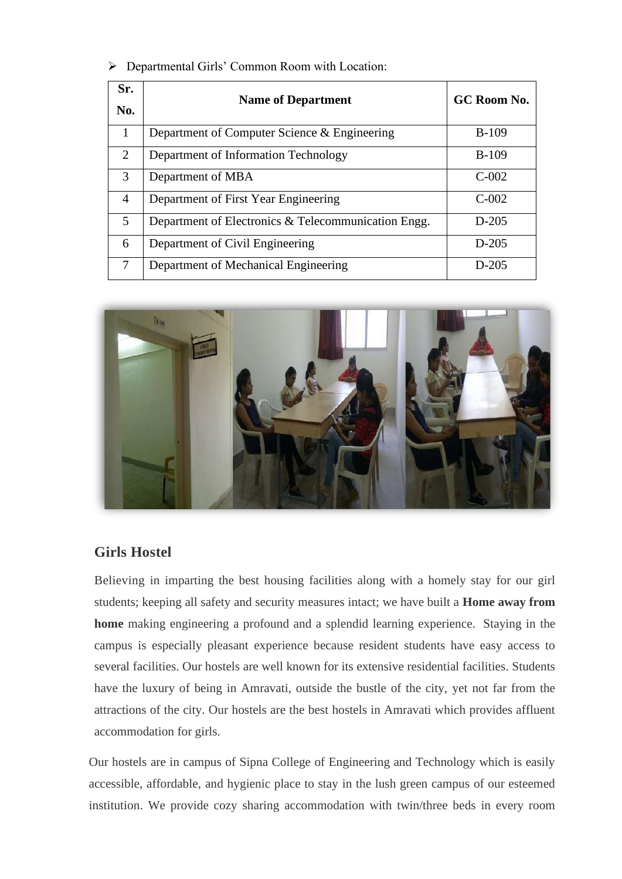- Departmental Girls' Common Room with Location:

| Sr. No. | Name of Department | GC Room No. |
|---|---|---|
| 1 | Department of Computer Science & Engineering | B-109 |
| 2 | Department of Information Technology | B-109 |
| 3 | Department of MBA | C-002 |
| 4 | Department of First Year Engineering | C-002 |
| 5 | Department of Electronics & Telecommunication Engg. | D-205 |
| 6 | Department of Civil Engineering | D-205 |
| 7 | Department of Mechanical Engineering | D-205 |

## Girls Hostel

Believing in imparting the best housing facilities along with a homely stay for our girl students; keeping all safety and security measures intact; we have built a **Home away from home** making engineering a profound and a splendid learning experience. Staying in the campus is especially pleasant experience because resident students have easy access to several facilities. Our hostels are well known for its extensive residential facilities. Students have the luxury of being in Amravati, outside the bustle of the city, yet not far from the attractions of the city. Our hostels are the best hostels in Amravati which provides affluent accommodation for girls.

Our hostels are in campus of Sipna College of Engineering and Technology which is easily accessible, affordable, and hygienic place to stay in the lush green campus of our esteemed institution. We provide cozy sharing accommodation with twin/three beds in every room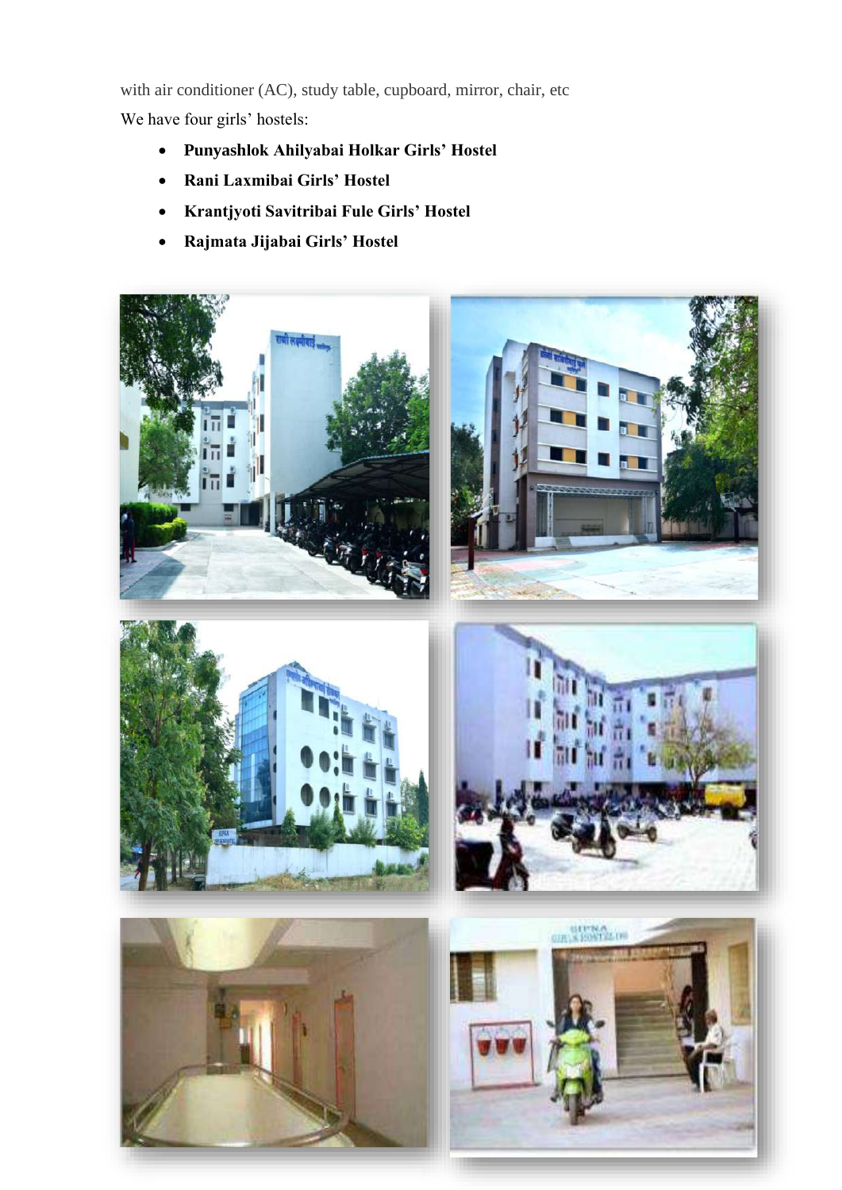with air conditioner (AC), study table, cupboard, mirror, chair, etc

We have four girls' hostels:

- **Punyashlok Ahilyabai Holkar Girls' Hostel**
- **Rani Laxmibai Girls' Hostel**
- **Krantjyoti Savitribai Fule Girls' Hostel**
- **Rajmata Jijabai Girls' Hostel**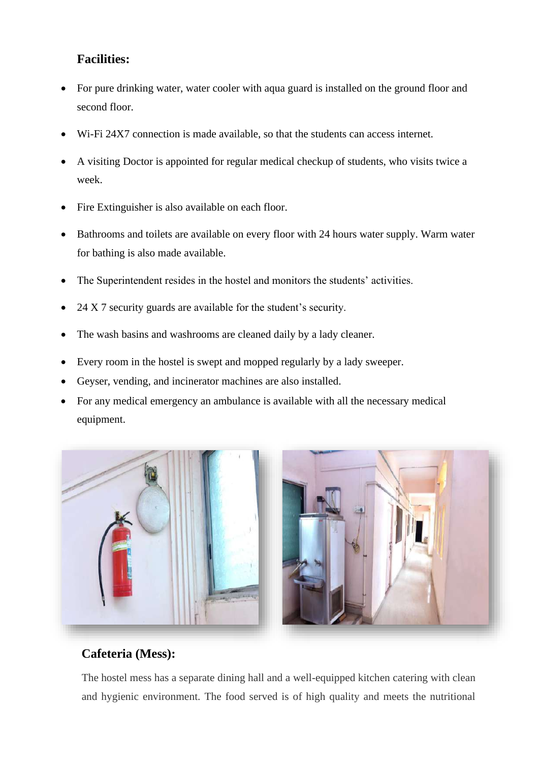## Facilities:

- For pure drinking water, water cooler with aqua guard is installed on the ground floor and second floor.
- Wi-Fi 24X7 connection is made available, so that the students can access internet.
- A visiting Doctor is appointed for regular medical checkup of students, who visits twice a week.
- Fire Extinguisher is also available on each floor.
- Bathrooms and toilets are available on every floor with 24 hours water supply. Warm water for bathing is also made available.
- The Superintendent resides in the hostel and monitors the students' activities.
- 24 X 7 security guards are available for the student's security.
- The wash basins and washrooms are cleaned daily by a lady cleaner.
- Every room in the hostel is swept and mopped regularly by a lady sweeper.
- Geyser, vending, and incinerator machines are also installed.
- For any medical emergency an ambulance is available with all the necessary medical equipment.

## Cafeteria (Mess):

The hostel mess has a separate dining hall and a well-equipped kitchen catering with clean and hygienic environment. The food served is of high quality and meets the nutritional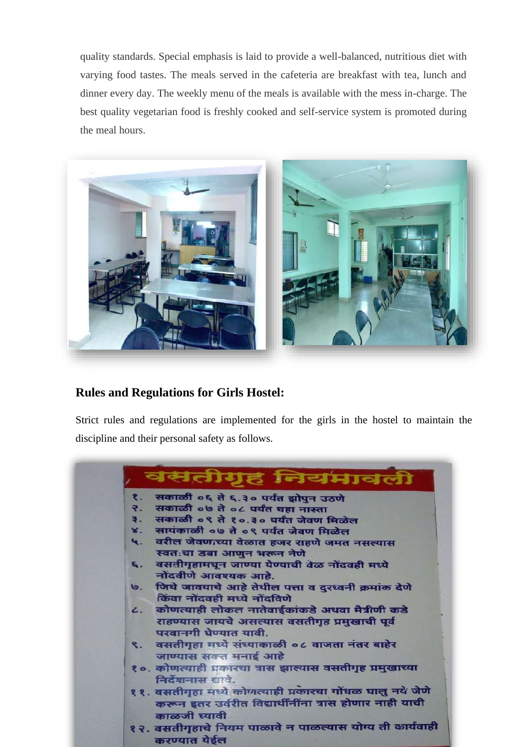quality standards. Special emphasis is laid to provide a well-balanced, nutritious diet with varying food tastes. The meals served in the cafeteria are breakfast with tea, lunch and dinner every day. The weekly menu of the meals is available with the mess in-charge. The best quality vegetarian food is freshly cooked and self-service system is promoted during the meal hours.

## Rules and Regulations for Girls Hostel:

Strict rules and regulations are implemented for the girls in the hostel to maintain the discipline and their personal safety as follows.

वसतीगृह नियमावली

१. सकाळी ०६ ते ६.३० पर्यंत झोपून उठणे
२. सकाळी ०७ ते ०८ पर्यंत चहा नास्ता
३. सकाळी ०९ ते १०.३० पर्यंत जेवण मिळेल
४. सायंकाळी ०७ ते ०९ पर्यंत जेवण मिळेल
५. वरील जेवणाच्या वेळात हजर राहणे जमत नसल्यास स्वतःचा डबा आणुन भरून नेणे
६. वसतीगृहामधून जाण्या येण्याची वेळ नोंदवही मध्ये नोंदवीणे आवश्यक आहे.
७. जिथे जावयाचे आहे तेथील पत्ता व दुरध्वनी क्रमांक देणे किंवा नोंदवही मध्ये नोंदविणे
८. कोणत्याही लोकल नातेवाईकांकडे अथवा मैत्रीणी कडे राहण्यास जायचे असल्यास वसतीगृह प्रमुखाची पूर्व परवानगी घेण्यात यावी.
९. वसतीगृहा मध्ये संध्याकाळी ०८ वाजता नंतर बाहेर जाण्यास सक्त मनाई आहे
१०. कोणत्याही प्रकारचा त्रास झाल्यास वसतीगृह प्रमुखाच्या निर्देशनास द्यावे.
११. वसतीगृहा मध्ये कोणत्याही प्रकारचा गोंधळ घालु नये जेणे करून इतर उर्वरीत विद्यार्थीनींना त्रास होणार नाही याची काळजी घ्यावी
१२. वसतीगृहाचे नियम पाळावे न पाळल्यास योग्य ती कार्यवाही करण्यात येईल